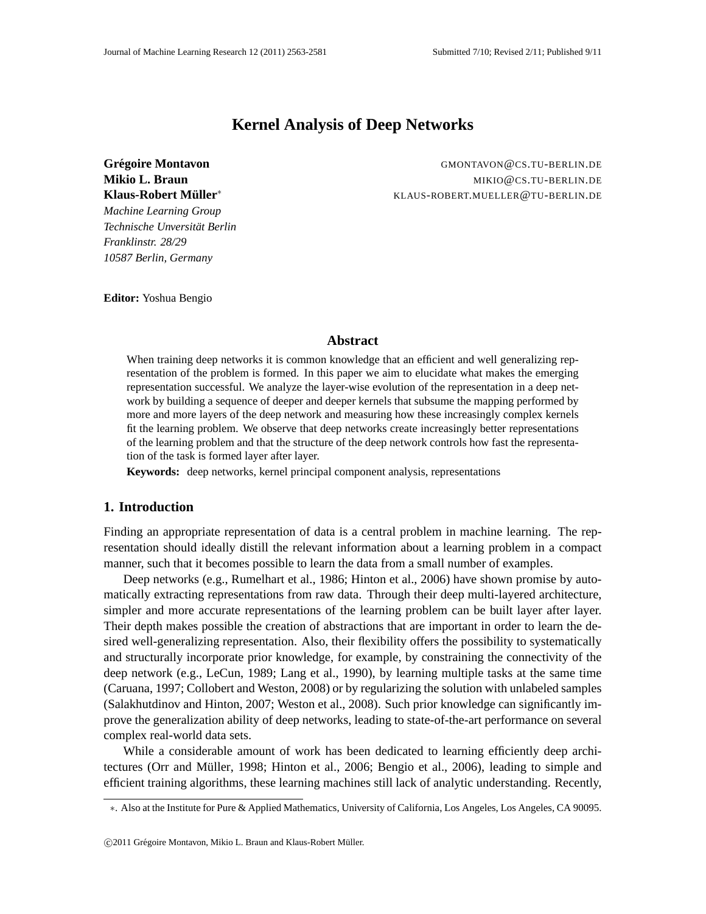# Kernel Analysis of Deep Networks

**Grégoire Montavon** GMONTAVON@CS.TU-BERLIN.DE
**Mikio L. Braun** MIKIO@CS.TU-BERLIN.DE
**Klaus-Robert Müller*** KLAUS-ROBERT.MUELLER@TU-BERLIN.DE

*Machine Learning Group*
*Technische Unversität Berlin*
*Franklinstr. 28/29*
*10587 Berlin, Germany*

**Editor:** Yoshua Bengio

## Abstract

When training deep networks it is common knowledge that an efficient and well generalizing representation of the problem is formed. In this paper we aim to elucidate what makes the emerging representation successful. We analyze the layer-wise evolution of the representation in a deep network by building a sequence of deeper and deeper kernels that subsume the mapping performed by more and more layers of the deep network and measuring how these increasingly complex kernels fit the learning problem. We observe that deep networks create increasingly better representations of the learning problem and that the structure of the deep network controls how fast the representation of the task is formed layer after layer.

**Keywords:** deep networks, kernel principal component analysis, representations

## 1. Introduction

Finding an appropriate representation of data is a central problem in machine learning. The representation should ideally distill the relevant information about a learning problem in a compact manner, such that it becomes possible to learn the data from a small number of examples.

Deep networks (e.g., Rumelhart et al., 1986; Hinton et al., 2006) have shown promise by automatically extracting representations from raw data. Through their deep multi-layered architecture, simpler and more accurate representations of the learning problem can be built layer after layer. Their depth makes possible the creation of abstractions that are important in order to learn the desired well-generalizing representation. Also, their flexibility offers the possibility to systematically and structurally incorporate prior knowledge, for example, by constraining the connectivity of the deep network (e.g., LeCun, 1989; Lang et al., 1990), by learning multiple tasks at the same time (Caruana, 1997; Collobert and Weston, 2008) or by regularizing the solution with unlabeled samples (Salakhutdinov and Hinton, 2007; Weston et al., 2008). Such prior knowledge can significantly improve the generalization ability of deep networks, leading to state-of-the-art performance on several complex real-world data sets.

While a considerable amount of work has been dedicated to learning efficiently deep architectures (Orr and Müller, 1998; Hinton et al., 2006; Bengio et al., 2006), leading to simple and efficient training algorithms, these learning machines still lack of analytic understanding. Recently,

*. Also at the Institute for Pure & Applied Mathematics, University of California, Los Angeles, Los Angeles, CA 90095.

©2011 Grégoire Montavon, Mikio L. Braun and Klaus-Robert Müller.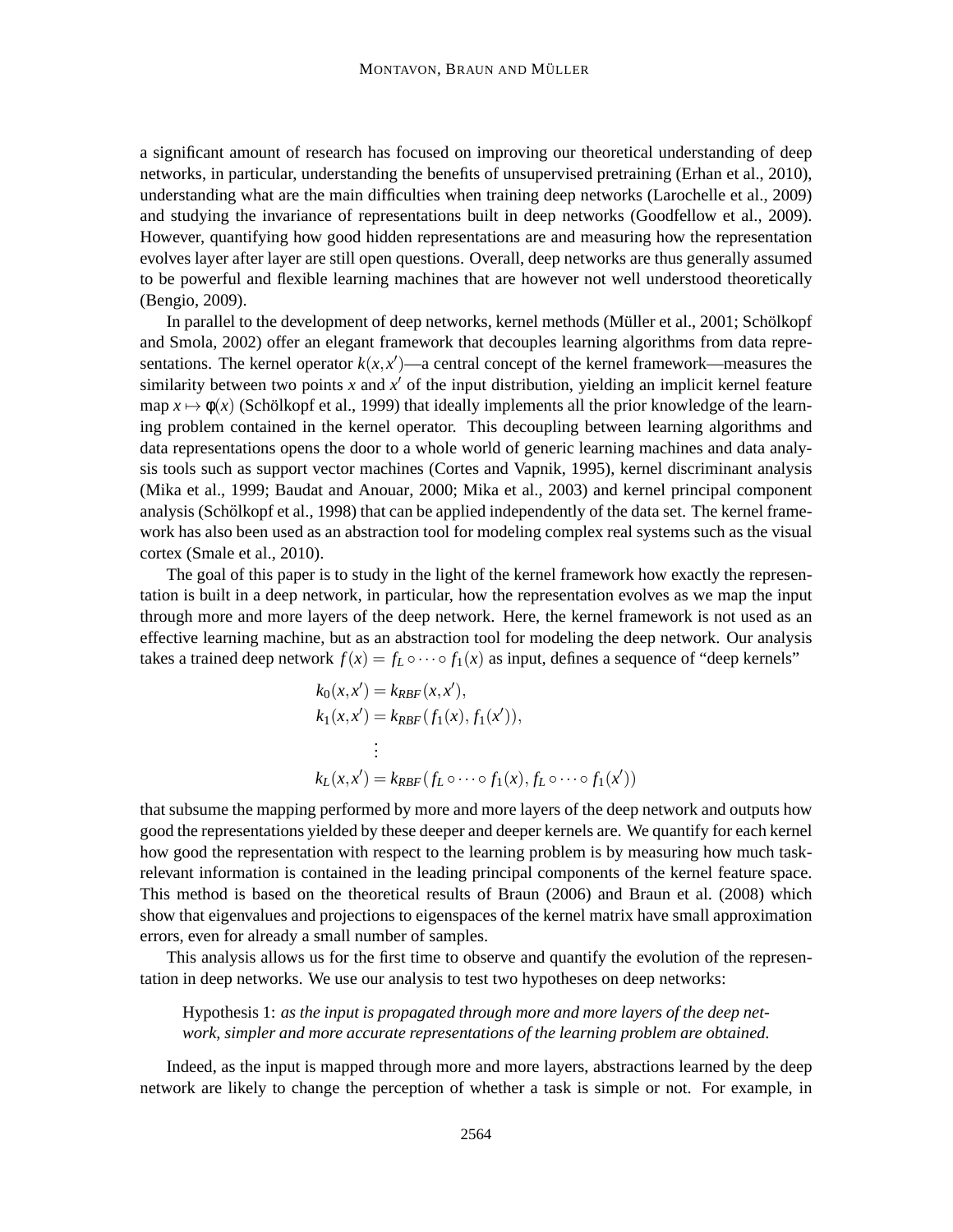a significant amount of research has focused on improving our theoretical understanding of deep networks, in particular, understanding the benefits of unsupervised pretraining (Erhan et al., 2010), understanding what are the main difficulties when training deep networks (Larochelle et al., 2009) and studying the invariance of representations built in deep networks (Goodfellow et al., 2009). However, quantifying how good hidden representations are and measuring how the representation evolves layer after layer are still open questions. Overall, deep networks are thus generally assumed to be powerful and flexible learning machines that are however not well understood theoretically (Bengio, 2009).

In parallel to the development of deep networks, kernel methods (Müller et al., 2001; Schölkopf and Smola, 2002) offer an elegant framework that decouples learning algorithms from data representations. The kernel operator $k(x,x')$—a central concept of the kernel framework—measures the similarity between two points $x$ and $x'$ of the input distribution, yielding an implicit kernel feature map $x \mapsto \phi(x)$ (Schölkopf et al., 1999) that ideally implements all the prior knowledge of the learning problem contained in the kernel operator. This decoupling between learning algorithms and data representations opens the door to a whole world of generic learning machines and data analysis tools such as support vector machines (Cortes and Vapnik, 1995), kernel discriminant analysis (Mika et al., 1999; Baudat and Anouar, 2000; Mika et al., 2003) and kernel principal component analysis (Schölkopf et al., 1998) that can be applied independently of the data set. The kernel framework has also been used as an abstraction tool for modeling complex real systems such as the visual cortex (Smale et al., 2010).

The goal of this paper is to study in the light of the kernel framework how exactly the representation is built in a deep network, in particular, how the representation evolves as we map the input through more and more layers of the deep network. Here, the kernel framework is not used as an effective learning machine, but as an abstraction tool for modeling the deep network. Our analysis takes a trained deep network $f(x) = f_L \circ \cdots \circ f_1(x)$ as input, defines a sequence of "deep kernels"

$$
\begin{aligned}
k_0(x,x') &= k_{RBF}(x,x'), \\
k_1(x,x') &= k_{RBF}(f_1(x), f_1(x')), \\
&\vdots \\
k_L(x,x') &= k_{RBF}(f_L \circ \cdots \circ f_1(x), f_L \circ \cdots \circ f_1(x'))
\end{aligned}
$$

that subsume the mapping performed by more and more layers of the deep network and outputs how good the representations yielded by these deeper and deeper kernels are. We quantify for each kernel how good the representation with respect to the learning problem is by measuring how much task-relevant information is contained in the leading principal components of the kernel feature space. This method is based on the theoretical results of Braun (2006) and Braun et al. (2008) which show that eigenvalues and projections to eigenspaces of the kernel matrix have small approximation errors, even for already a small number of samples.

This analysis allows us for the first time to observe and quantify the evolution of the representation in deep networks. We use our analysis to test two hypotheses on deep networks:

> Hypothesis 1: *as the input is propagated through more and more layers of the deep network, simpler and more accurate representations of the learning problem are obtained.*

Indeed, as the input is mapped through more and more layers, abstractions learned by the deep network are likely to change the perception of whether a task is simple or not. For example, in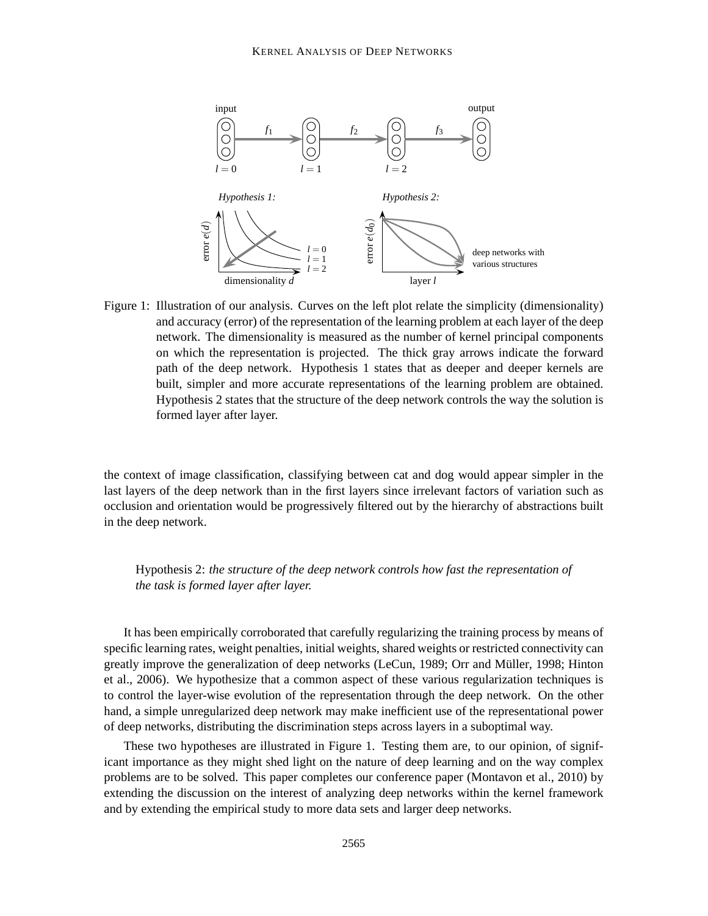Figure 1: Illustration of our analysis. Curves on the left plot relate the simplicity (dimensionality) and accuracy (error) of the representation of the learning problem at each layer of the deep network. The dimensionality is measured as the number of kernel principal components on which the representation is projected. The thick gray arrows indicate the forward path of the deep network. Hypothesis 1 states that as deeper and deeper kernels are built, simpler and more accurate representations of the learning problem are obtained. Hypothesis 2 states that the structure of the deep network controls the way the solution is formed layer after layer.

the context of image classification, classifying between cat and dog would appear simpler in the last layers of the deep network than in the first layers since irrelevant factors of variation such as occlusion and orientation would be progressively filtered out by the hierarchy of abstractions built in the deep network.

> Hypothesis 2: *the structure of the deep network controls how fast the representation of the task is formed layer after layer.*

It has been empirically corroborated that carefully regularizing the training process by means of specific learning rates, weight penalties, initial weights, shared weights or restricted connectivity can greatly improve the generalization of deep networks (LeCun, 1989; Orr and Müller, 1998; Hinton et al., 2006). We hypothesize that a common aspect of these various regularization techniques is to control the layer-wise evolution of the representation through the deep network. On the other hand, a simple unregularized deep network may make inefficient use of the representational power of deep networks, distributing the discrimination steps across layers in a suboptimal way.

These two hypotheses are illustrated in Figure 1. Testing them are, to our opinion, of significant importance as they might shed light on the nature of deep learning and on the way complex problems are to be solved. This paper completes our conference paper (Montavon et al., 2010) by extending the discussion on the interest of analyzing deep networks within the kernel framework and by extending the empirical study to more data sets and larger deep networks.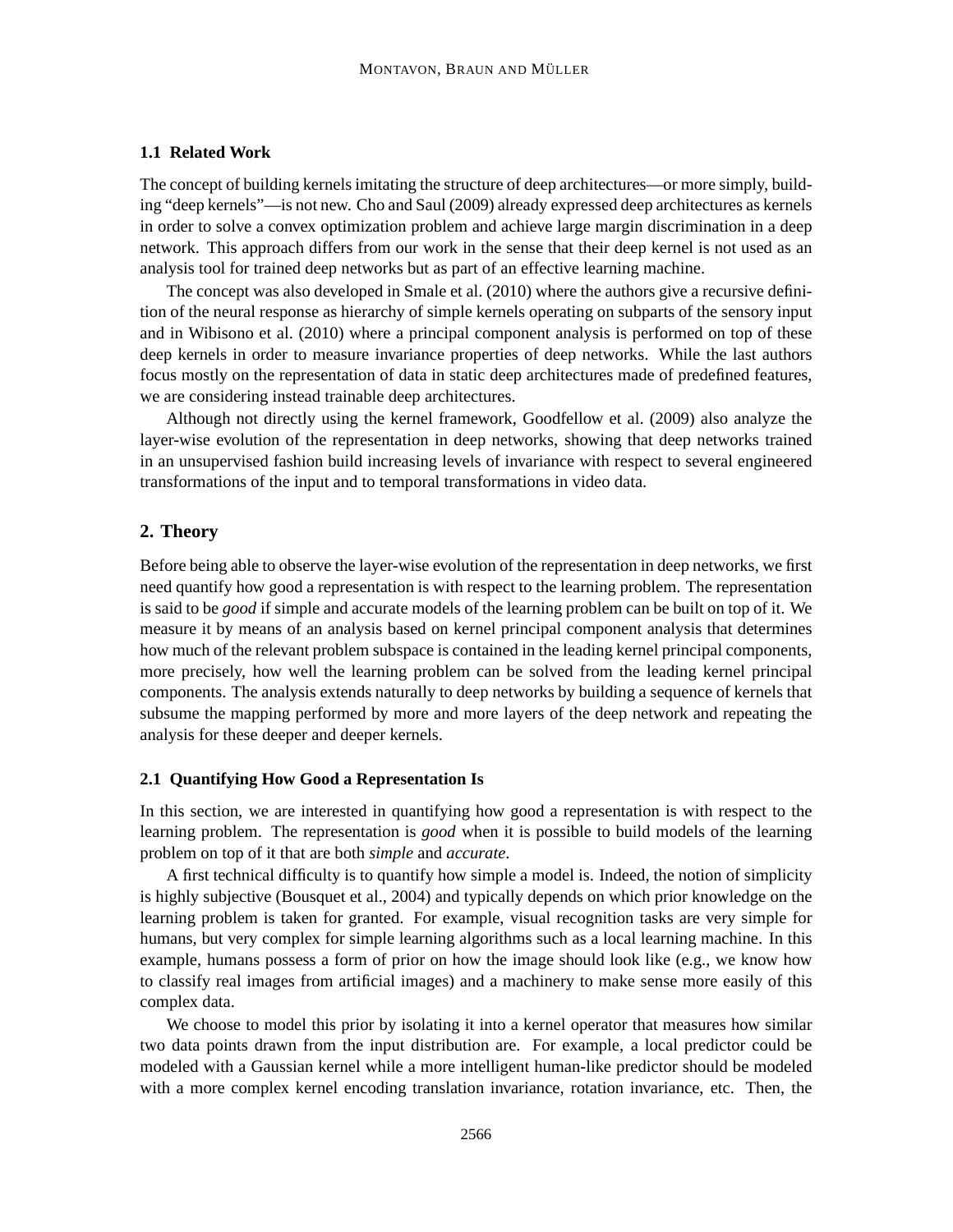### 1.1 Related Work

The concept of building kernels imitating the structure of deep architectures—or more simply, building "deep kernels"—is not new. Cho and Saul (2009) already expressed deep architectures as kernels in order to solve a convex optimization problem and achieve large margin discrimination in a deep network. This approach differs from our work in the sense that their deep kernel is not used as an analysis tool for trained deep networks but as part of an effective learning machine.

The concept was also developed in Smale et al. (2010) where the authors give a recursive definition of the neural response as hierarchy of simple kernels operating on subparts of the sensory input and in Wibisono et al. (2010) where a principal component analysis is performed on top of these deep kernels in order to measure invariance properties of deep networks. While the last authors focus mostly on the representation of data in static deep architectures made of predefined features, we are considering instead trainable deep architectures.

Although not directly using the kernel framework, Goodfellow et al. (2009) also analyze the layer-wise evolution of the representation in deep networks, showing that deep networks trained in an unsupervised fashion build increasing levels of invariance with respect to several engineered transformations of the input and to temporal transformations in video data.

## 2. Theory

Before being able to observe the layer-wise evolution of the representation in deep networks, we first need quantify how good a representation is with respect to the learning problem. The representation is said to be *good* if simple and accurate models of the learning problem can be built on top of it. We measure it by means of an analysis based on kernel principal component analysis that determines how much of the relevant problem subspace is contained in the leading kernel principal components, more precisely, how well the learning problem can be solved from the leading kernel principal components. The analysis extends naturally to deep networks by building a sequence of kernels that subsume the mapping performed by more and more layers of the deep network and repeating the analysis for these deeper and deeper kernels.

### 2.1 Quantifying How Good a Representation Is

In this section, we are interested in quantifying how good a representation is with respect to the learning problem. The representation is *good* when it is possible to build models of the learning problem on top of it that are both *simple* and *accurate*.

A first technical difficulty is to quantify how simple a model is. Indeed, the notion of simplicity is highly subjective (Bousquet et al., 2004) and typically depends on which prior knowledge on the learning problem is taken for granted. For example, visual recognition tasks are very simple for humans, but very complex for simple learning algorithms such as a local learning machine. In this example, humans possess a form of prior on how the image should look like (e.g., we know how to classify real images from artificial images) and a machinery to make sense more easily of this complex data.

We choose to model this prior by isolating it into a kernel operator that measures how similar two data points drawn from the input distribution are. For example, a local predictor could be modeled with a Gaussian kernel while a more intelligent human-like predictor should be modeled with a more complex kernel encoding translation invariance, rotation invariance, etc. Then, the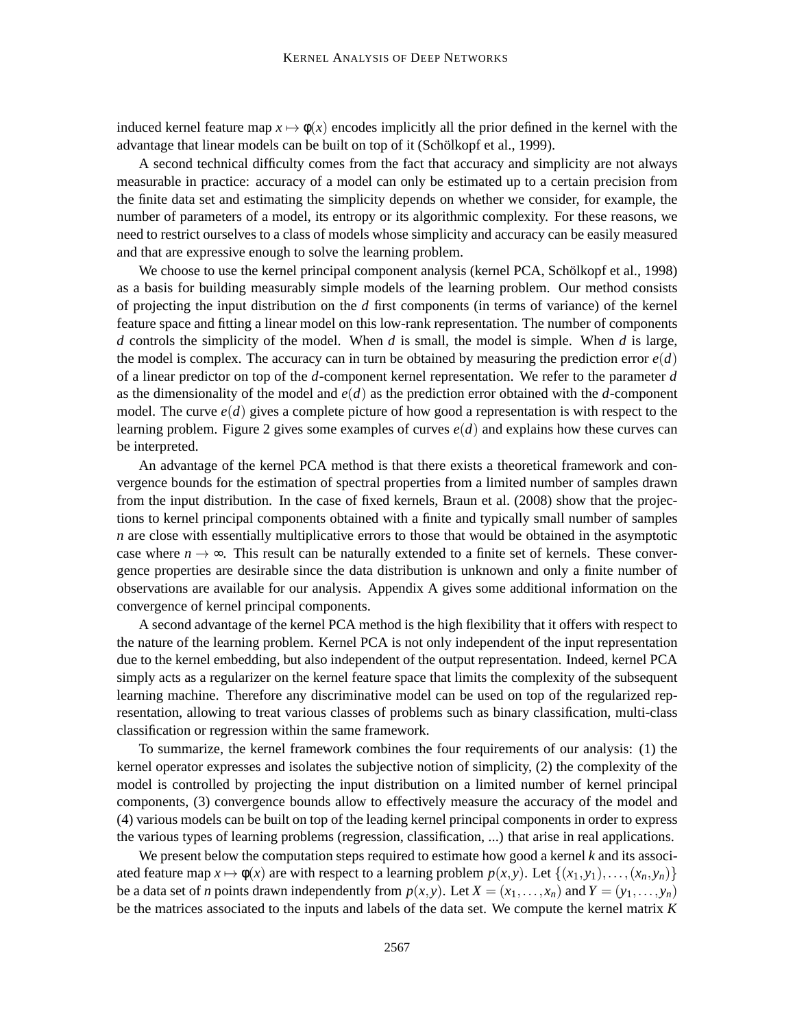induced kernel feature map $x \mapsto \phi(x)$ encodes implicitly all the prior defined in the kernel with the advantage that linear models can be built on top of it (Schölkopf et al., 1999).

A second technical difficulty comes from the fact that accuracy and simplicity are not always measurable in practice: accuracy of a model can only be estimated up to a certain precision from the finite data set and estimating the simplicity depends on whether we consider, for example, the number of parameters of a model, its entropy or its algorithmic complexity. For these reasons, we need to restrict ourselves to a class of models whose simplicity and accuracy can be easily measured and that are expressive enough to solve the learning problem.

We choose to use the kernel principal component analysis (kernel PCA, Schölkopf et al., 1998) as a basis for building measurably simple models of the learning problem. Our method consists of projecting the input distribution on the $d$ first components (in terms of variance) of the kernel feature space and fitting a linear model on this low-rank representation. The number of components $d$ controls the simplicity of the model. When $d$ is small, the model is simple. When $d$ is large, the model is complex. The accuracy can in turn be obtained by measuring the prediction error $e(d)$ of a linear predictor on top of the $d$-component kernel representation. We refer to the parameter $d$ as the dimensionality of the model and $e(d)$ as the prediction error obtained with the $d$-component model. The curve $e(d)$ gives a complete picture of how good a representation is with respect to the learning problem. Figure 2 gives some examples of curves $e(d)$ and explains how these curves can be interpreted.

An advantage of the kernel PCA method is that there exists a theoretical framework and convergence bounds for the estimation of spectral properties from a limited number of samples drawn from the input distribution. In the case of fixed kernels, Braun et al. (2008) show that the projections to kernel principal components obtained with a finite and typically small number of samples $n$ are close with essentially multiplicative errors to those that would be obtained in the asymptotic case where $n \to \infty$. This result can be naturally extended to a finite set of kernels. These convergence properties are desirable since the data distribution is unknown and only a finite number of observations are available for our analysis. Appendix A gives some additional information on the convergence of kernel principal components.

A second advantage of the kernel PCA method is the high flexibility that it offers with respect to the nature of the learning problem. Kernel PCA is not only independent of the input representation due to the kernel embedding, but also independent of the output representation. Indeed, kernel PCA simply acts as a regularizer on the kernel feature space that limits the complexity of the subsequent learning machine. Therefore any discriminative model can be used on top of the regularized representation, allowing to treat various classes of problems such as binary classification, multi-class classification or regression within the same framework.

To summarize, the kernel framework combines the four requirements of our analysis: (1) the kernel operator expresses and isolates the subjective notion of simplicity, (2) the complexity of the model is controlled by projecting the input distribution on a limited number of kernel principal components, (3) convergence bounds allow to effectively measure the accuracy of the model and (4) various models can be built on top of the leading kernel principal components in order to express the various types of learning problems (regression, classification, ...) that arise in real applications.

We present below the computation steps required to estimate how good a kernel $k$ and its associated feature map $x \mapsto \phi(x)$ are with respect to a learning problem $p(x,y)$. Let $\{(x_1,y_1),\ldots,(x_n,y_n)\}$ be a data set of $n$ points drawn independently from $p(x,y)$. Let $X = (x_1,\ldots,x_n)$ and $Y = (y_1,\ldots,y_n)$ be the matrices associated to the inputs and labels of the data set. We compute the kernel matrix $K$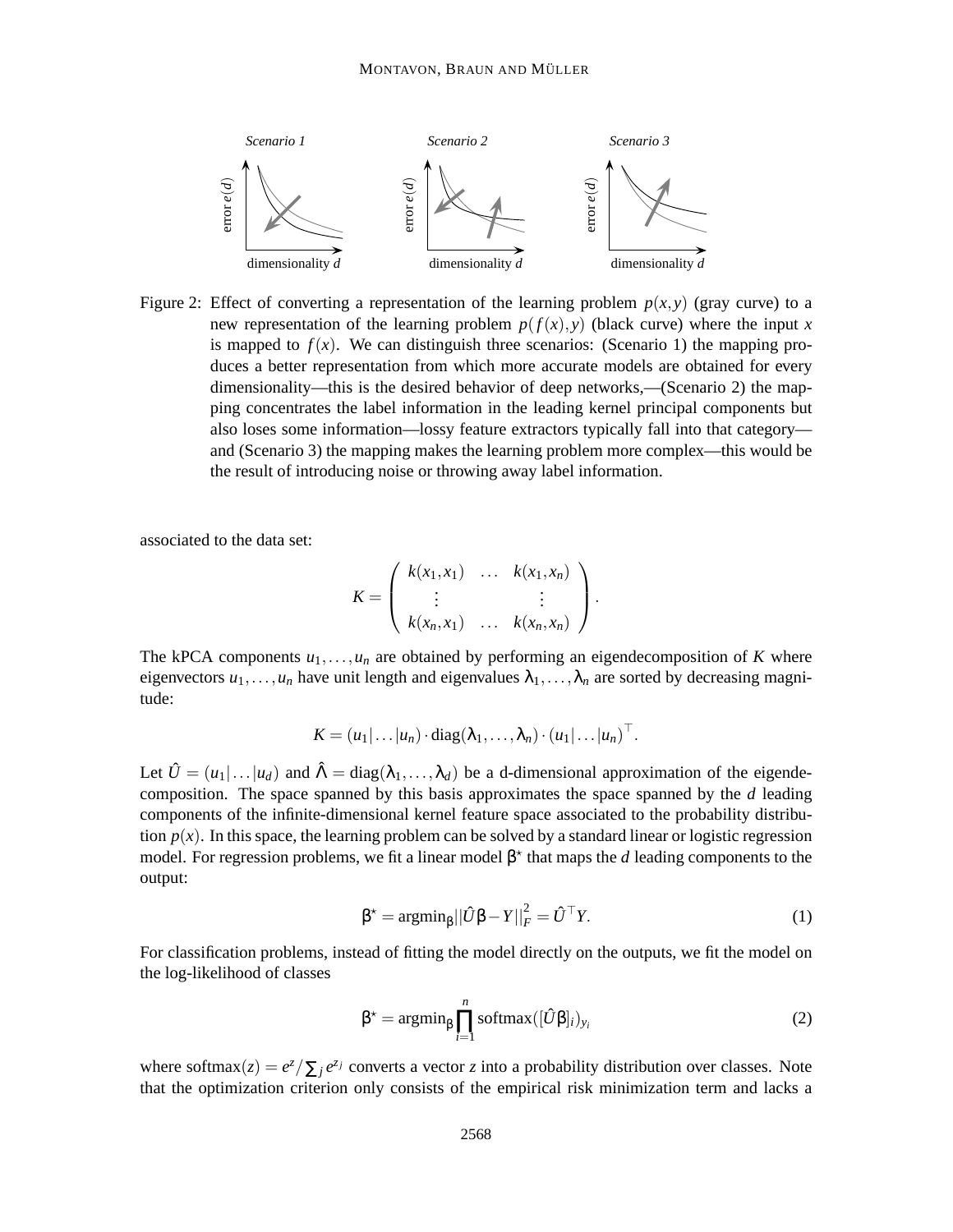Figure 2: Effect of converting a representation of the learning problem $p(x,y)$ (gray curve) to a new representation of the learning problem $p(f(x),y)$ (black curve) where the input $x$ is mapped to $f(x)$. We can distinguish three scenarios: (Scenario 1) the mapping produces a better representation from which more accurate models are obtained for every dimensionality—this is the desired behavior of deep networks,—(Scenario 2) the mapping concentrates the label information in the leading kernel principal components but also loses some information—lossy feature extractors typically fall into that category—and (Scenario 3) the mapping makes the learning problem more complex—this would be the result of introducing noise or throwing away label information.

associated to the data set:

$$K = \begin{pmatrix} k(x_1,x_1) & \dots & k(x_1,x_n) \\ \vdots & & \vdots \\ k(x_n,x_1) & \dots & k(x_n,x_n) \end{pmatrix}.$$

The kPCA components $u_1,\dots,u_n$ are obtained by performing an eigendecomposition of $K$ where eigenvectors $u_1,\dots,u_n$ have unit length and eigenvalues $\lambda_1,\dots,\lambda_n$ are sorted by decreasing magnitude:

$$K = (u_1|\dots|u_n) \cdot \text{diag}(\lambda_1,\dots,\lambda_n) \cdot (u_1|\dots|u_n)^\top.$$

Let $\hat{U} = (u_1|\dots|u_d)$ and $\hat{\Lambda} = \text{diag}(\lambda_1,\dots,\lambda_d)$ be a d-dimensional approximation of the eigendecomposition. The space spanned by this basis approximates the space spanned by the $d$ leading components of the infinite-dimensional kernel feature space associated to the probability distribution $p(x)$. In this space, the learning problem can be solved by a standard linear or logistic regression model. For regression problems, we fit a linear model $\beta^\star$ that maps the $d$ leading components to the output:

$$\beta^\star = \text{argmin}_\beta ||\hat{U}\beta - Y||_F^2 = \hat{U}^\top Y. \tag{1}$$

For classification problems, instead of fitting the model directly on the outputs, we fit the model on the log-likelihood of classes

$$\beta^\star = \text{argmin}_\beta \prod_{i=1}^{n} \text{softmax}([\hat{U}\beta]_i)_{y_i} \tag{2}$$

where $\text{softmax}(z) = e^z / \sum_j e^{z_j}$ converts a vector $z$ into a probability distribution over classes. Note that the optimization criterion only consists of the empirical risk minimization term and lacks a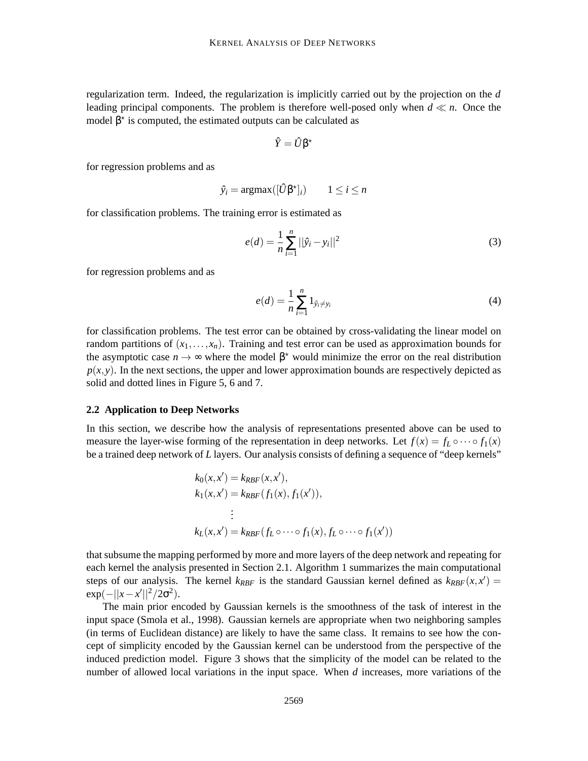regularization term. Indeed, the regularization is implicitly carried out by the projection on the $d$ leading principal components. The problem is therefore well-posed only when $d \ll n$. Once the model $\beta^\star$ is computed, the estimated outputs can be calculated as

$$\hat{Y} = \hat{U}\beta^\star$$

for regression problems and as

$$\hat{y}_i = \text{argmax}([\hat{U}\beta^\star]_i) \qquad 1 \leq i \leq n$$

for classification problems. The training error is estimated as

$$e(d) = \frac{1}{n}\sum_{i=1}^{n} ||\hat{y}_i - y_i||^2 \tag{3}$$

for regression problems and as

$$e(d) = \frac{1}{n}\sum_{i=1}^{n} 1_{\hat{y}_i \neq y_i} \tag{4}$$

for classification problems. The test error can be obtained by cross-validating the linear model on random partitions of $(x_1, \ldots, x_n)$. Training and test error can be used as approximation bounds for the asymptotic case $n \to \infty$ where the model $\beta^\star$ would minimize the error on the real distribution $p(x,y)$. In the next sections, the upper and lower approximation bounds are respectively depicted as solid and dotted lines in Figure 5, 6 and 7.

### 2.2 Application to Deep Networks

In this section, we describe how the analysis of representations presented above can be used to measure the layer-wise forming of the representation in deep networks. Let $f(x) = f_L \circ \cdots \circ f_1(x)$ be a trained deep network of $L$ layers. Our analysis consists of defining a sequence of "deep kernels"

$$\begin{aligned}
k_0(x,x') &= k_{RBF}(x,x'), \\
k_1(x,x') &= k_{RBF}(f_1(x), f_1(x')), \\
&\vdots \\
k_L(x,x') &= k_{RBF}(f_L \circ \cdots \circ f_1(x), f_L \circ \cdots \circ f_1(x'))
\end{aligned}$$

that subsume the mapping performed by more and more layers of the deep network and repeating for each kernel the analysis presented in Section 2.1. Algorithm 1 summarizes the main computational steps of our analysis. The kernel $k_{RBF}$ is the standard Gaussian kernel defined as $k_{RBF}(x,x') = \exp(-||x-x'||^2/2\sigma^2)$.

The main prior encoded by Gaussian kernels is the smoothness of the task of interest in the input space (Smola et al., 1998). Gaussian kernels are appropriate when two neighboring samples (in terms of Euclidean distance) are likely to have the same class. It remains to see how the concept of simplicity encoded by the Gaussian kernel can be understood from the perspective of the induced prediction model. Figure 3 shows that the simplicity of the model can be related to the number of allowed local variations in the input space. When $d$ increases, more variations of the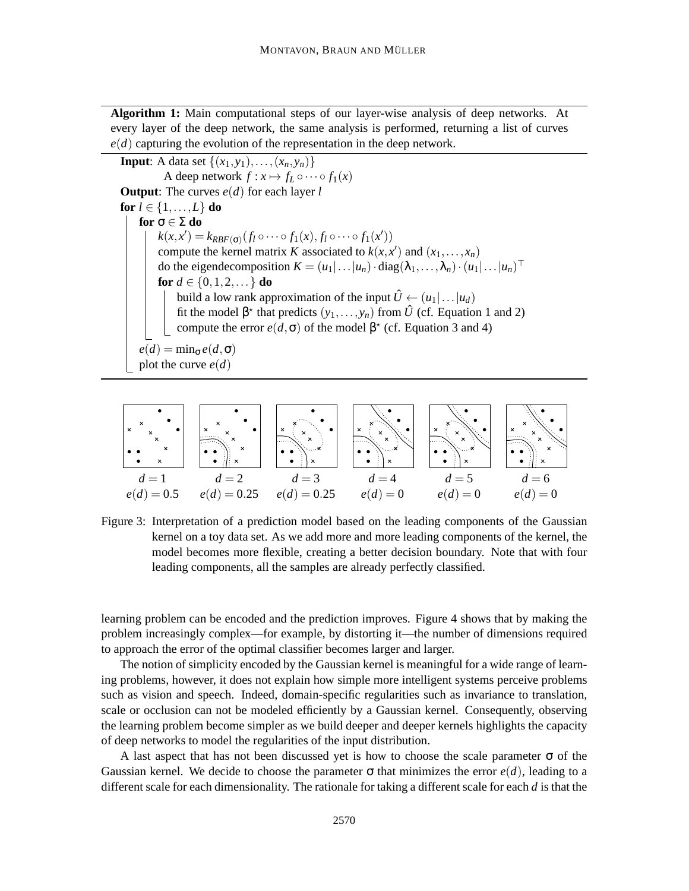**Algorithm 1:** Main computational steps of our layer-wise analysis of deep networks. At every layer of the deep network, the same analysis is performed, returning a list of curves $e(d)$ capturing the evolution of the representation in the deep network.

```
Input: A data set {(x_1,y_1),...,(x_n,y_n)}
       A deep network f : x ↦ f_L ∘ ··· ∘ f_1(x)
Output: The curves e(d) for each layer l
for l ∈ {1,...,L} do
    for σ ∈ Σ do
        k(x,x') = k_RBF(σ)(f_l ∘ ··· ∘ f_1(x), f_l ∘ ··· ∘ f_1(x'))
        compute the kernel matrix K associated to k(x,x') and (x_1,...,x_n)
        do the eigendecomposition K = (u_1|...|u_n) · diag(λ_1,...,λ_n) · (u_1|...|u_n)^⊤
        for d ∈ {0,1,2,...} do
            build a low rank approximation of the input Û ← (u_1|...|u_d)
            fit the model β* that predicts (y_1,...,y_n) from Û (cf. Equation 1 and 2)
            compute the error e(d,σ) of the model β* (cf. Equation 3 and 4)
    e(d) = min_σ e(d,σ)
    plot the curve e(d)
```

| $d=1$ | $d=2$ | $d=3$ | $d=4$ | $d=5$ | $d=6$ |
|---|---|---|---|---|---|
| $e(d)=0.5$ | $e(d)=0.25$ | $e(d)=0.25$ | $e(d)=0$ | $e(d)=0$ | $e(d)=0$ |

Figure 3: Interpretation of a prediction model based on the leading components of the Gaussian kernel on a toy data set. As we add more and more leading components of the kernel, the model becomes more flexible, creating a better decision boundary. Note that with four leading components, all the samples are already perfectly classified.

learning problem can be encoded and the prediction improves. Figure 4 shows that by making the problem increasingly complex—for example, by distorting it—the number of dimensions required to approach the error of the optimal classifier becomes larger and larger.

The notion of simplicity encoded by the Gaussian kernel is meaningful for a wide range of learning problems, however, it does not explain how simple more intelligent systems perceive problems such as vision and speech. Indeed, domain-specific regularities such as invariance to translation, scale or occlusion can not be modeled efficiently by a Gaussian kernel. Consequently, observing the learning problem become simpler as we build deeper and deeper kernels highlights the capacity of deep networks to model the regularities of the input distribution.

A last aspect that has not been discussed yet is how to choose the scale parameter $\sigma$ of the Gaussian kernel. We decide to choose the parameter $\sigma$ that minimizes the error $e(d)$, leading to a different scale for each dimensionality. The rationale for taking a different scale for each $d$ is that the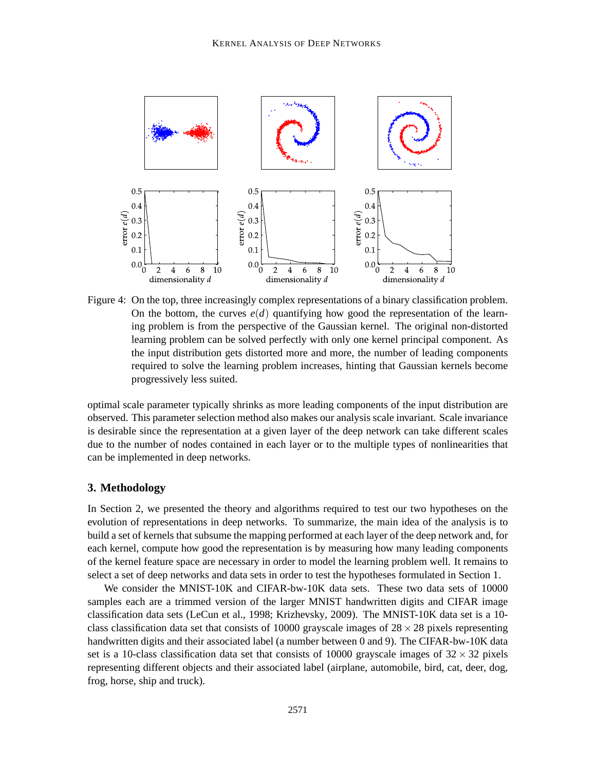Figure 4: On the top, three increasingly complex representations of a binary classification problem. On the bottom, the curves $e(d)$ quantifying how good the representation of the learning problem is from the perspective of the Gaussian kernel. The original non-distorted learning problem can be solved perfectly with only one kernel principal component. As the input distribution gets distorted more and more, the number of leading components required to solve the learning problem increases, hinting that Gaussian kernels become progressively less suited.

optimal scale parameter typically shrinks as more leading components of the input distribution are observed. This parameter selection method also makes our analysis scale invariant. Scale invariance is desirable since the representation at a given layer of the deep network can take different scales due to the number of nodes contained in each layer or to the multiple types of nonlinearities that can be implemented in deep networks.

## 3. Methodology

In Section 2, we presented the theory and algorithms required to test our two hypotheses on the evolution of representations in deep networks. To summarize, the main idea of the analysis is to build a set of kernels that subsume the mapping performed at each layer of the deep network and, for each kernel, compute how good the representation is by measuring how many leading components of the kernel feature space are necessary in order to model the learning problem well. It remains to select a set of deep networks and data sets in order to test the hypotheses formulated in Section 1.

We consider the MNIST-10K and CIFAR-bw-10K data sets. These two data sets of 10000 samples each are a trimmed version of the larger MNIST handwritten digits and CIFAR image classification data sets (LeCun et al., 1998; Krizhevsky, 2009). The MNIST-10K data set is a 10-class classification data set that consists of 10000 grayscale images of $28 \times 28$ pixels representing handwritten digits and their associated label (a number between 0 and 9). The CIFAR-bw-10K data set is a 10-class classification data set that consists of 10000 grayscale images of $32 \times 32$ pixels representing different objects and their associated label (airplane, automobile, bird, cat, deer, dog, frog, horse, ship and truck).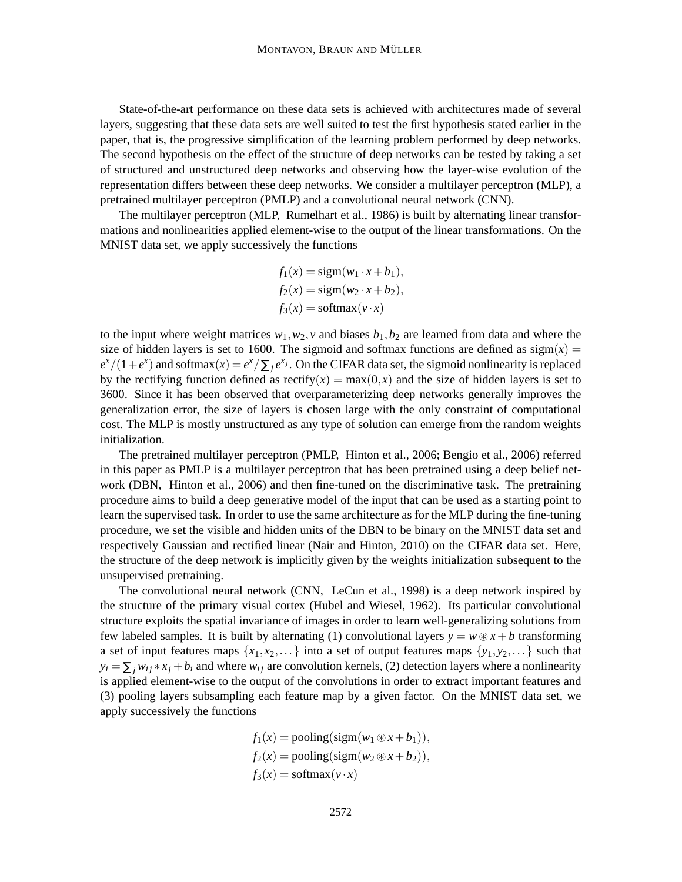State-of-the-art performance on these data sets is achieved with architectures made of several layers, suggesting that these data sets are well suited to test the first hypothesis stated earlier in the paper, that is, the progressive simplification of the learning problem performed by deep networks. The second hypothesis on the effect of the structure of deep networks can be tested by taking a set of structured and unstructured deep networks and observing how the layer-wise evolution of the representation differs between these deep networks. We consider a multilayer perceptron (MLP), a pretrained multilayer perceptron (PMLP) and a convolutional neural network (CNN).

The multilayer perceptron (MLP, Rumelhart et al., 1986) is built by alternating linear transformations and nonlinearities applied element-wise to the output of the linear transformations. On the MNIST data set, we apply successively the functions

$$
\begin{aligned}
f_1(x) &= \text{sigm}(w_1 \cdot x + b_1), \\
f_2(x) &= \text{sigm}(w_2 \cdot x + b_2), \\
f_3(x) &= \text{softmax}(v \cdot x)
\end{aligned}
$$

to the input where weight matrices $w_1, w_2, v$ and biases $b_1, b_2$ are learned from data and where the size of hidden layers is set to 1600. The sigmoid and softmax functions are defined as $\text{sigm}(x) = e^x/(1+e^x)$ and $\text{softmax}(x) = e^x/\sum_j e^{x_j}$. On the CIFAR data set, the sigmoid nonlinearity is replaced by the rectifying function defined as $\text{rectify}(x) = \max(0,x)$ and the size of hidden layers is set to 3600. Since it has been observed that overparameterizing deep networks generally improves the generalization error, the size of layers is chosen large with the only constraint of computational cost. The MLP is mostly unstructured as any type of solution can emerge from the random weights initialization.

The pretrained multilayer perceptron (PMLP, Hinton et al., 2006; Bengio et al., 2006) referred in this paper as PMLP is a multilayer perceptron that has been pretrained using a deep belief network (DBN, Hinton et al., 2006) and then fine-tuned on the discriminative task. The pretraining procedure aims to build a deep generative model of the input that can be used as a starting point to learn the supervised task. In order to use the same architecture as for the MLP during the fine-tuning procedure, we set the visible and hidden units of the DBN to be binary on the MNIST data set and respectively Gaussian and rectified linear (Nair and Hinton, 2010) on the CIFAR data set. Here, the structure of the deep network is implicitly given by the weights initialization subsequent to the unsupervised pretraining.

The convolutional neural network (CNN, LeCun et al., 1998) is a deep network inspired by the structure of the primary visual cortex (Hubel and Wiesel, 1962). Its particular convolutional structure exploits the spatial invariance of images in order to learn well-generalizing solutions from few labeled samples. It is built by alternating (1) convolutional layers $y = w \circledast x + b$ transforming a set of input features maps $\{x_1, x_2, \dots\}$ into a set of output features maps $\{y_1, y_2, \dots\}$ such that $y_i = \sum_j w_{ij} * x_j + b_i$ and where $w_{ij}$ are convolution kernels, (2) detection layers where a nonlinearity is applied element-wise to the output of the convolutions in order to extract important features and (3) pooling layers subsampling each feature map by a given factor. On the MNIST data set, we apply successively the functions

$$
\begin{aligned}
f_1(x) &= \text{pooling}(\text{sigm}(w_1 \circledast x + b_1)), \\
f_2(x) &= \text{pooling}(\text{sigm}(w_2 \circledast x + b_2)), \\
f_3(x) &= \text{softmax}(v \cdot x)
\end{aligned}
$$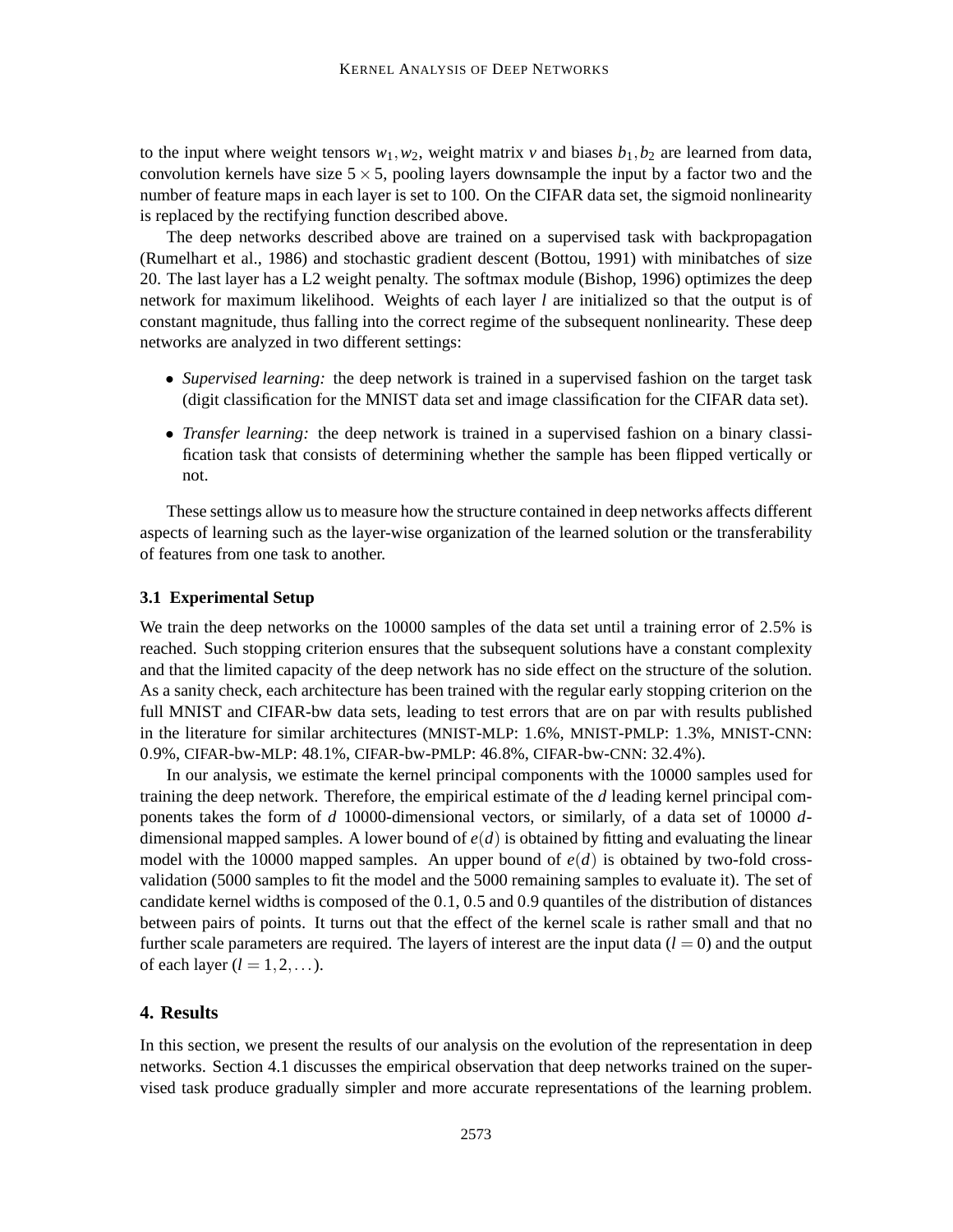to the input where weight tensors $w_1, w_2$, weight matrix $v$ and biases $b_1, b_2$ are learned from data, convolution kernels have size $5 \times 5$, pooling layers downsample the input by a factor two and the number of feature maps in each layer is set to 100. On the CIFAR data set, the sigmoid nonlinearity is replaced by the rectifying function described above.

The deep networks described above are trained on a supervised task with backpropagation (Rumelhart et al., 1986) and stochastic gradient descent (Bottou, 1991) with minibatches of size 20. The last layer has a L2 weight penalty. The softmax module (Bishop, 1996) optimizes the deep network for maximum likelihood. Weights of each layer $l$ are initialized so that the output is of constant magnitude, thus falling into the correct regime of the subsequent nonlinearity. These deep networks are analyzed in two different settings:

- *Supervised learning:* the deep network is trained in a supervised fashion on the target task (digit classification for the MNIST data set and image classification for the CIFAR data set).
- *Transfer learning:* the deep network is trained in a supervised fashion on a binary classification task that consists of determining whether the sample has been flipped vertically or not.

These settings allow us to measure how the structure contained in deep networks affects different aspects of learning such as the layer-wise organization of the learned solution or the transferability of features from one task to another.

### 3.1 Experimental Setup

We train the deep networks on the 10000 samples of the data set until a training error of 2.5% is reached. Such stopping criterion ensures that the subsequent solutions have a constant complexity and that the limited capacity of the deep network has no side effect on the structure of the solution. As a sanity check, each architecture has been trained with the regular early stopping criterion on the full MNIST and CIFAR-bw data sets, leading to test errors that are on par with results published in the literature for similar architectures (MNIST-MLP: 1.6%, MNIST-PMLP: 1.3%, MNIST-CNN: 0.9%, CIFAR-bw-MLP: 48.1%, CIFAR-bw-PMLP: 46.8%, CIFAR-bw-CNN: 32.4%).

In our analysis, we estimate the kernel principal components with the 10000 samples used for training the deep network. Therefore, the empirical estimate of the $d$ leading kernel principal components takes the form of $d$ 10000-dimensional vectors, or similarly, of a data set of 10000 $d$-dimensional mapped samples. A lower bound of $e(d)$ is obtained by fitting and evaluating the linear model with the 10000 mapped samples. An upper bound of $e(d)$ is obtained by two-fold cross-validation (5000 samples to fit the model and the 5000 remaining samples to evaluate it). The set of candidate kernel widths is composed of the 0.1, 0.5 and 0.9 quantiles of the distribution of distances between pairs of points. It turns out that the effect of the kernel scale is rather small and that no further scale parameters are required. The layers of interest are the input data ($l = 0$) and the output of each layer ($l = 1, 2, \ldots$).

## 4. Results

In this section, we present the results of our analysis on the evolution of the representation in deep networks. Section 4.1 discusses the empirical observation that deep networks trained on the supervised task produce gradually simpler and more accurate representations of the learning problem.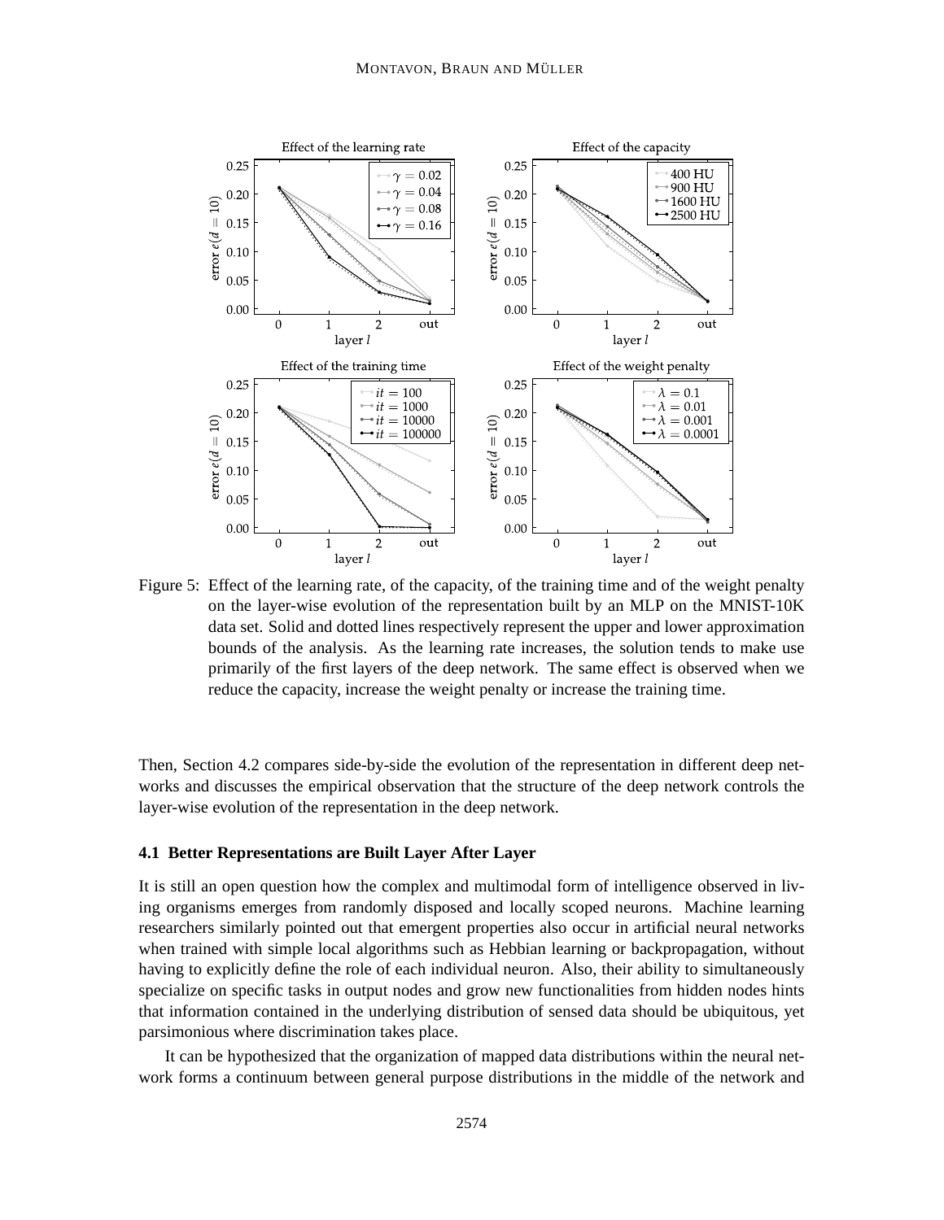Figure 5: Effect of the learning rate, of the capacity, of the training time and of the weight penalty on the layer-wise evolution of the representation built by an MLP on the MNIST-10K data set. Solid and dotted lines respectively represent the upper and lower approximation bounds of the analysis. As the learning rate increases, the solution tends to make use primarily of the first layers of the deep network. The same effect is observed when we reduce the capacity, increase the weight penalty or increase the training time.

Then, Section 4.2 compares side-by-side the evolution of the representation in different deep networks and discusses the empirical observation that the structure of the deep network controls the layer-wise evolution of the representation in the deep network.

### 4.1 Better Representations are Built Layer After Layer

It is still an open question how the complex and multimodal form of intelligence observed in living organisms emerges from randomly disposed and locally scoped neurons. Machine learning researchers similarly pointed out that emergent properties also occur in artificial neural networks when trained with simple local algorithms such as Hebbian learning or backpropagation, without having to explicitly define the role of each individual neuron. Also, their ability to simultaneously specialize on specific tasks in output nodes and grow new functionalities from hidden nodes hints that information contained in the underlying distribution of sensed data should be ubiquitous, yet parsimonious where discrimination takes place.

It can be hypothesized that the organization of mapped data distributions within the neural network forms a continuum between general purpose distributions in the middle of the network and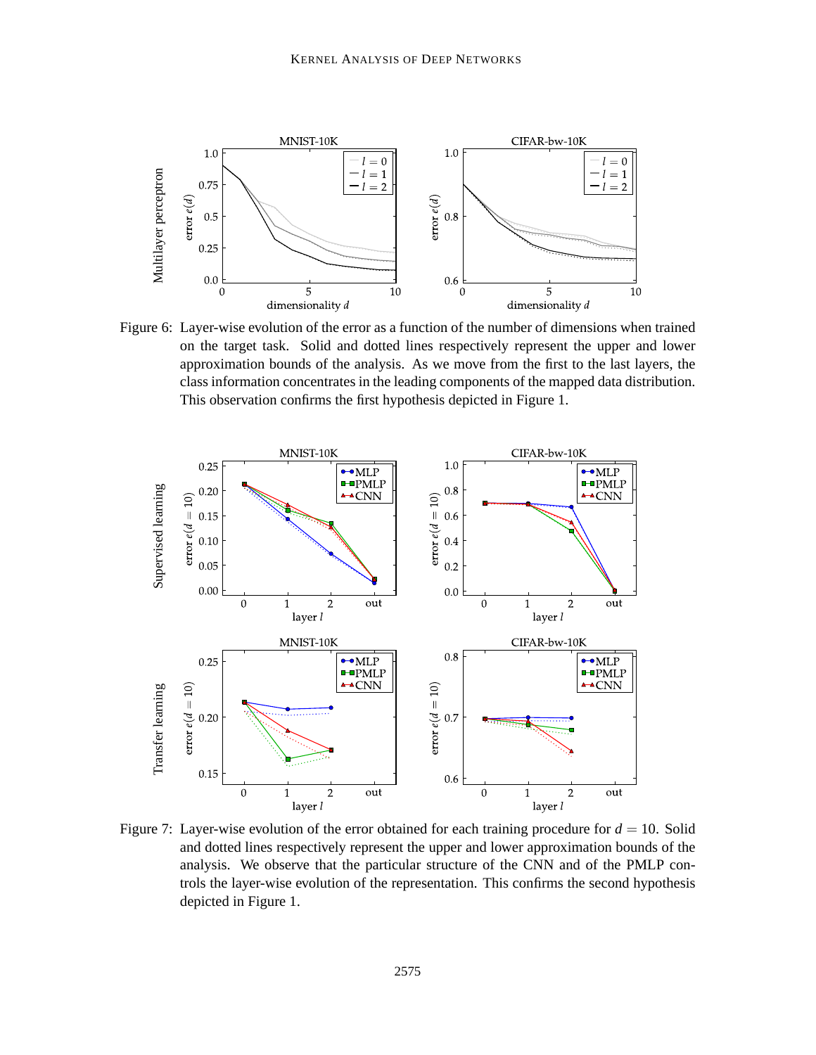Figure 6: Layer-wise evolution of the error as a function of the number of dimensions when trained on the target task. Solid and dotted lines respectively represent the upper and lower approximation bounds of the analysis. As we move from the first to the last layers, the class information concentrates in the leading components of the mapped data distribution. This observation confirms the first hypothesis depicted in Figure 1.

Figure 7: Layer-wise evolution of the error obtained for each training procedure for $d = 10$. Solid and dotted lines respectively represent the upper and lower approximation bounds of the analysis. We observe that the particular structure of the CNN and of the PMLP controls the layer-wise evolution of the representation. This confirms the second hypothesis depicted in Figure 1.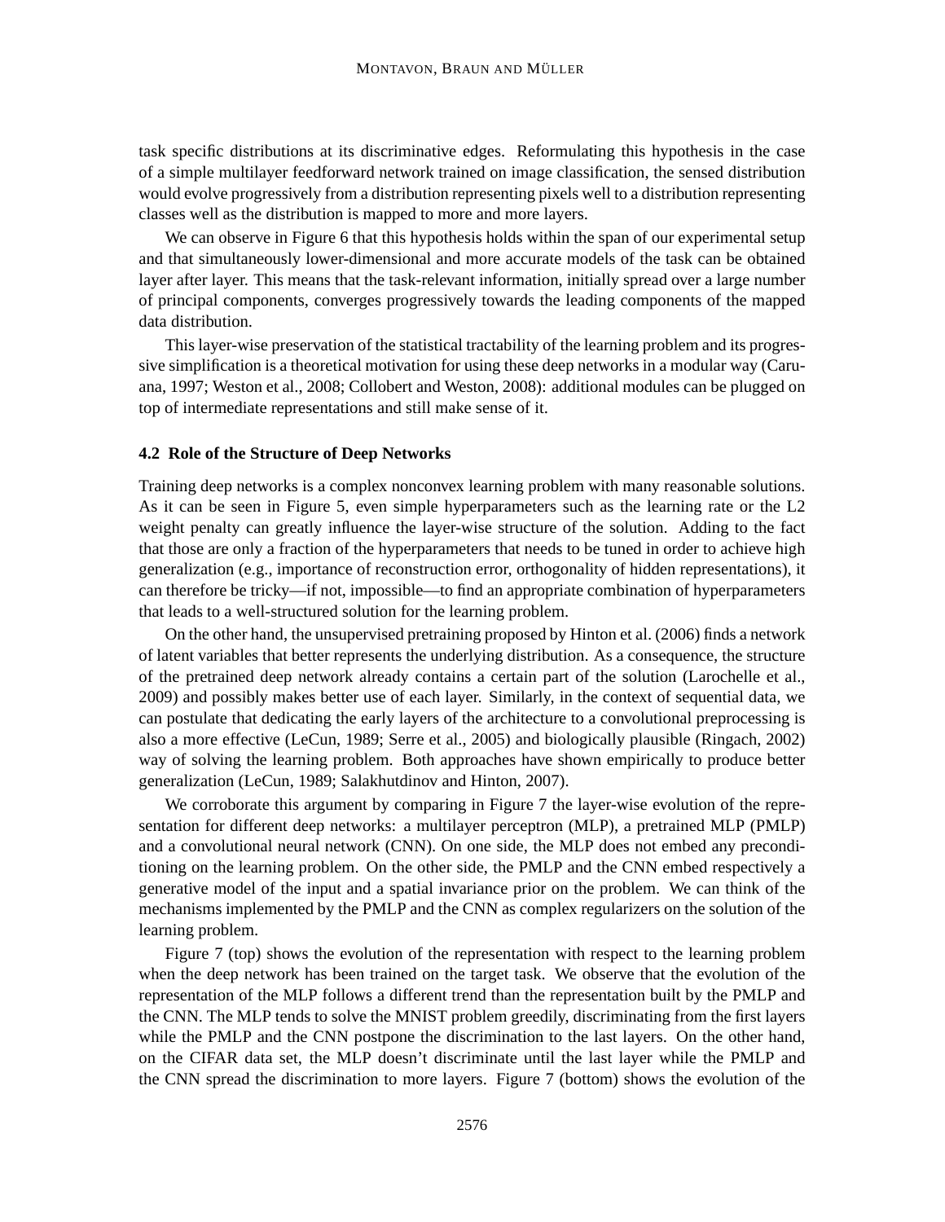task specific distributions at its discriminative edges. Reformulating this hypothesis in the case of a simple multilayer feedforward network trained on image classification, the sensed distribution would evolve progressively from a distribution representing pixels well to a distribution representing classes well as the distribution is mapped to more and more layers.

We can observe in Figure 6 that this hypothesis holds within the span of our experimental setup and that simultaneously lower-dimensional and more accurate models of the task can be obtained layer after layer. This means that the task-relevant information, initially spread over a large number of principal components, converges progressively towards the leading components of the mapped data distribution.

This layer-wise preservation of the statistical tractability of the learning problem and its progressive simplification is a theoretical motivation for using these deep networks in a modular way (Caruana, 1997; Weston et al., 2008; Collobert and Weston, 2008): additional modules can be plugged on top of intermediate representations and still make sense of it.

### 4.2 Role of the Structure of Deep Networks

Training deep networks is a complex nonconvex learning problem with many reasonable solutions. As it can be seen in Figure 5, even simple hyperparameters such as the learning rate or the L2 weight penalty can greatly influence the layer-wise structure of the solution. Adding to the fact that those are only a fraction of the hyperparameters that needs to be tuned in order to achieve high generalization (e.g., importance of reconstruction error, orthogonality of hidden representations), it can therefore be tricky—if not, impossible—to find an appropriate combination of hyperparameters that leads to a well-structured solution for the learning problem.

On the other hand, the unsupervised pretraining proposed by Hinton et al. (2006) finds a network of latent variables that better represents the underlying distribution. As a consequence, the structure of the pretrained deep network already contains a certain part of the solution (Larochelle et al., 2009) and possibly makes better use of each layer. Similarly, in the context of sequential data, we can postulate that dedicating the early layers of the architecture to a convolutional preprocessing is also a more effective (LeCun, 1989; Serre et al., 2005) and biologically plausible (Ringach, 2002) way of solving the learning problem. Both approaches have shown empirically to produce better generalization (LeCun, 1989; Salakhutdinov and Hinton, 2007).

We corroborate this argument by comparing in Figure 7 the layer-wise evolution of the representation for different deep networks: a multilayer perceptron (MLP), a pretrained MLP (PMLP) and a convolutional neural network (CNN). On one side, the MLP does not embed any preconditioning on the learning problem. On the other side, the PMLP and the CNN embed respectively a generative model of the input and a spatial invariance prior on the problem. We can think of the mechanisms implemented by the PMLP and the CNN as complex regularizers on the solution of the learning problem.

Figure 7 (top) shows the evolution of the representation with respect to the learning problem when the deep network has been trained on the target task. We observe that the evolution of the representation of the MLP follows a different trend than the representation built by the PMLP and the CNN. The MLP tends to solve the MNIST problem greedily, discriminating from the first layers while the PMLP and the CNN postpone the discrimination to the last layers. On the other hand, on the CIFAR data set, the MLP doesn't discriminate until the last layer while the PMLP and the CNN spread the discrimination to more layers. Figure 7 (bottom) shows the evolution of the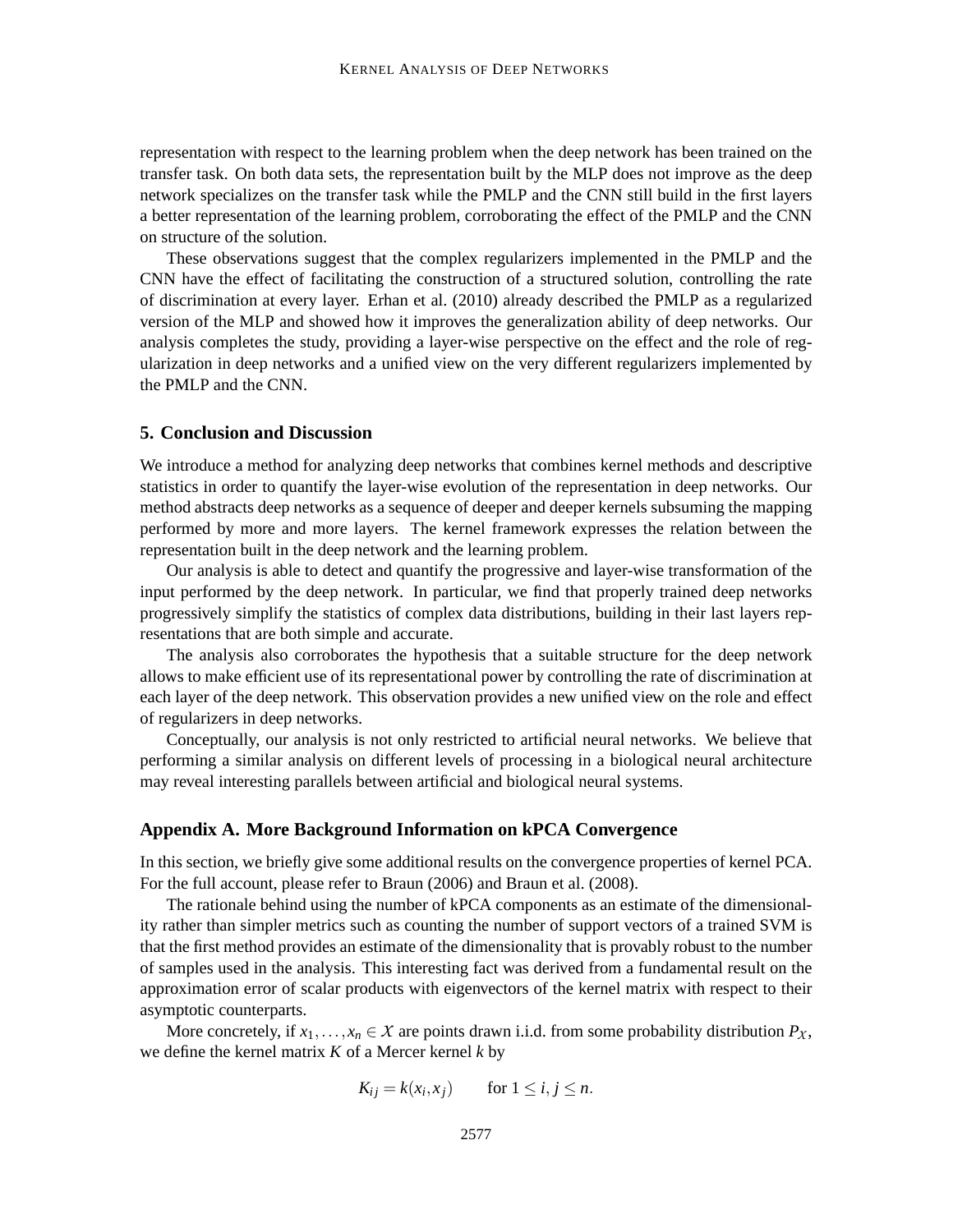representation with respect to the learning problem when the deep network has been trained on the transfer task. On both data sets, the representation built by the MLP does not improve as the deep network specializes on the transfer task while the PMLP and the CNN still build in the first layers a better representation of the learning problem, corroborating the effect of the PMLP and the CNN on structure of the solution.

These observations suggest that the complex regularizers implemented in the PMLP and the CNN have the effect of facilitating the construction of a structured solution, controlling the rate of discrimination at every layer. Erhan et al. (2010) already described the PMLP as a regularized version of the MLP and showed how it improves the generalization ability of deep networks. Our analysis completes the study, providing a layer-wise perspective on the effect and the role of regularization in deep networks and a unified view on the very different regularizers implemented by the PMLP and the CNN.

## 5. Conclusion and Discussion

We introduce a method for analyzing deep networks that combines kernel methods and descriptive statistics in order to quantify the layer-wise evolution of the representation in deep networks. Our method abstracts deep networks as a sequence of deeper and deeper kernels subsuming the mapping performed by more and more layers. The kernel framework expresses the relation between the representation built in the deep network and the learning problem.

Our analysis is able to detect and quantify the progressive and layer-wise transformation of the input performed by the deep network. In particular, we find that properly trained deep networks progressively simplify the statistics of complex data distributions, building in their last layers representations that are both simple and accurate.

The analysis also corroborates the hypothesis that a suitable structure for the deep network allows to make efficient use of its representational power by controlling the rate of discrimination at each layer of the deep network. This observation provides a new unified view on the role and effect of regularizers in deep networks.

Conceptually, our analysis is not only restricted to artificial neural networks. We believe that performing a similar analysis on different levels of processing in a biological neural architecture may reveal interesting parallels between artificial and biological neural systems.

## Appendix A. More Background Information on kPCA Convergence

In this section, we briefly give some additional results on the convergence properties of kernel PCA. For the full account, please refer to Braun (2006) and Braun et al. (2008).

The rationale behind using the number of kPCA components as an estimate of the dimensionality rather than simpler metrics such as counting the number of support vectors of a trained SVM is that the first method provides an estimate of the dimensionality that is provably robust to the number of samples used in the analysis. This interesting fact was derived from a fundamental result on the approximation error of scalar products with eigenvectors of the kernel matrix with respect to their asymptotic counterparts.

More concretely, if $x_1, \ldots, x_n \in \mathcal{X}$ are points drawn i.i.d. from some probability distribution $P_\mathcal{X}$, we define the kernel matrix $K$ of a Mercer kernel $k$ by

$$K_{ij} = k(x_i, x_j) \qquad \text{for } 1 \leq i, j \leq n.$$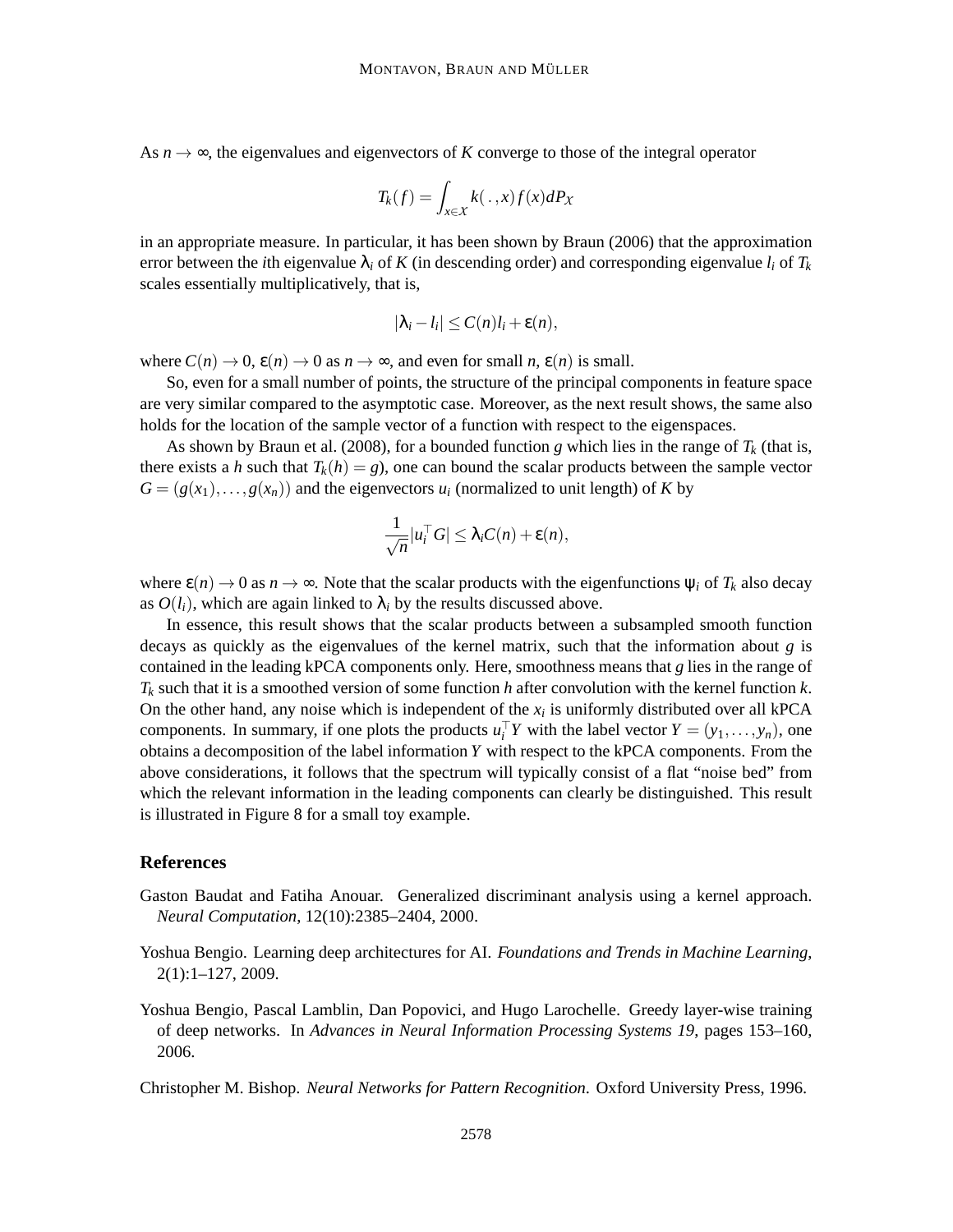As $n \to \infty$, the eigenvalues and eigenvectors of $K$ converge to those of the integral operator

$$T_k(f) = \int_{x \in \mathcal{X}} k(\,.\,,x) f(x) dP_{\mathcal{X}}$$

in an appropriate measure. In particular, it has been shown by Braun (2006) that the approximation error between the $i$th eigenvalue $\lambda_i$ of $K$ (in descending order) and corresponding eigenvalue $l_i$ of $T_k$ scales essentially multiplicatively, that is,

$$|\lambda_i - l_i| \leq C(n) l_i + \varepsilon(n),$$

where $C(n) \to 0$, $\varepsilon(n) \to 0$ as $n \to \infty$, and even for small $n$, $\varepsilon(n)$ is small.

So, even for a small number of points, the structure of the principal components in feature space are very similar compared to the asymptotic case. Moreover, as the next result shows, the same also holds for the location of the sample vector of a function with respect to the eigenspaces.

As shown by Braun et al. (2008), for a bounded function $g$ which lies in the range of $T_k$ (that is, there exists a $h$ such that $T_k(h) = g$), one can bound the scalar products between the sample vector $G = (g(x_1), \ldots, g(x_n))$ and the eigenvectors $u_i$ (normalized to unit length) of $K$ by

$$\frac{1}{\sqrt{n}} |u_i^\top G| \leq \lambda_i C(n) + \varepsilon(n),$$

where $\varepsilon(n) \to 0$ as $n \to \infty$. Note that the scalar products with the eigenfunctions $\psi_i$ of $T_k$ also decay as $O(l_i)$, which are again linked to $\lambda_i$ by the results discussed above.

In essence, this result shows that the scalar products between a subsampled smooth function decays as quickly as the eigenvalues of the kernel matrix, such that the information about $g$ is contained in the leading kPCA components only. Here, smoothness means that $g$ lies in the range of $T_k$ such that it is a smoothed version of some function $h$ after convolution with the kernel function $k$. On the other hand, any noise which is independent of the $x_i$ is uniformly distributed over all kPCA components. In summary, if one plots the products $u_i^\top Y$ with the label vector $Y = (y_1, \ldots, y_n)$, one obtains a decomposition of the label information $Y$ with respect to the kPCA components. From the above considerations, it follows that the spectrum will typically consist of a flat "noise bed" from which the relevant information in the leading components can clearly be distinguished. This result is illustrated in Figure 8 for a small toy example.

## References

Gaston Baudat and Fatiha Anouar. Generalized discriminant analysis using a kernel approach. *Neural Computation*, 12(10):2385–2404, 2000.

Yoshua Bengio. Learning deep architectures for AI. *Foundations and Trends in Machine Learning*, 2(1):1–127, 2009.

Yoshua Bengio, Pascal Lamblin, Dan Popovici, and Hugo Larochelle. Greedy layer-wise training of deep networks. In *Advances in Neural Information Processing Systems 19*, pages 153–160, 2006.

Christopher M. Bishop. *Neural Networks for Pattern Recognition*. Oxford University Press, 1996.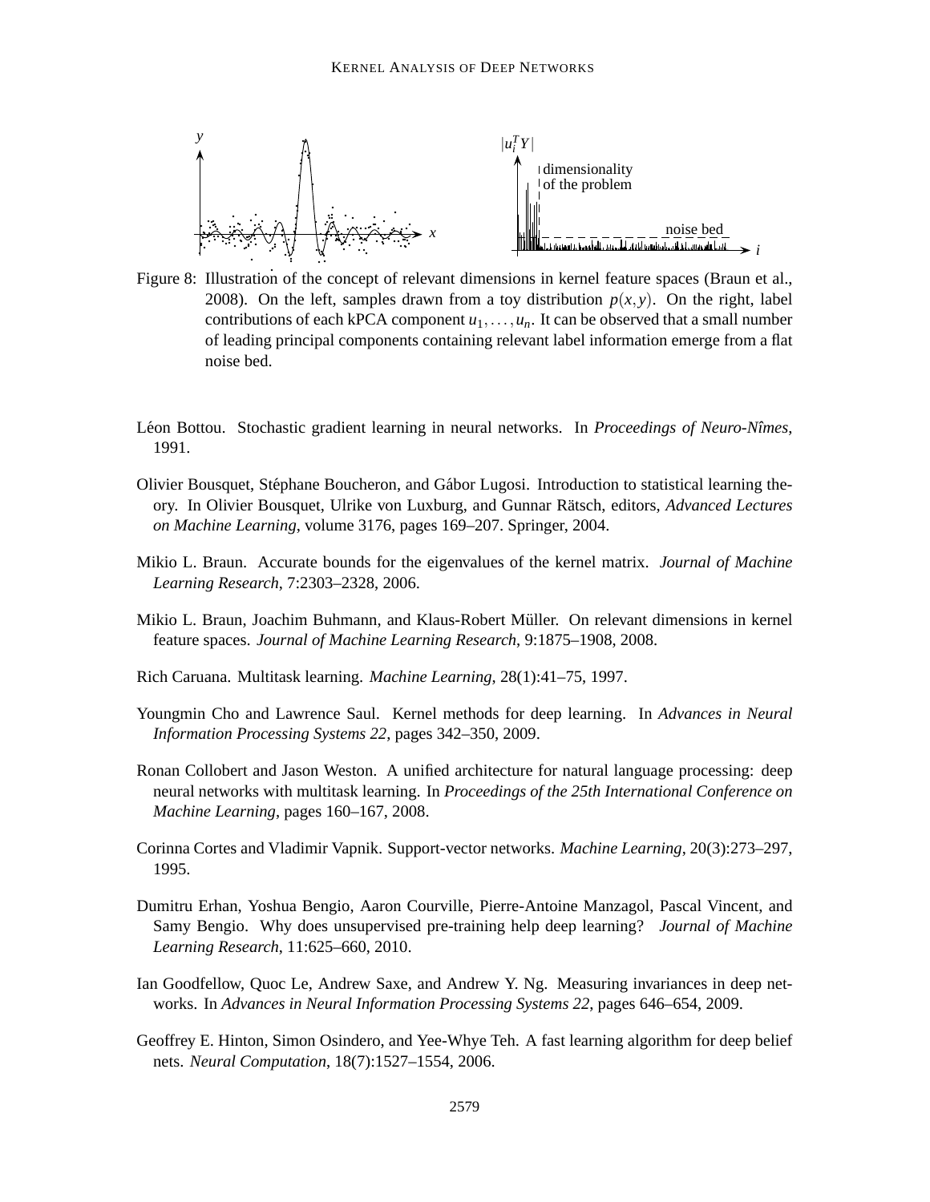Figure 8: Illustration of the concept of relevant dimensions in kernel feature spaces (Braun et al., 2008). On the left, samples drawn from a toy distribution $p(x,y)$. On the right, label contributions of each kPCA component $u_1, \ldots, u_n$. It can be observed that a small number of leading principal components containing relevant label information emerge from a flat noise bed.

Léon Bottou. Stochastic gradient learning in neural networks. In *Proceedings of Neuro-Nîmes*, 1991.

Olivier Bousquet, Stéphane Boucheron, and Gábor Lugosi. Introduction to statistical learning theory. In Olivier Bousquet, Ulrike von Luxburg, and Gunnar Rätsch, editors, *Advanced Lectures on Machine Learning*, volume 3176, pages 169–207. Springer, 2004.

Mikio L. Braun. Accurate bounds for the eigenvalues of the kernel matrix. *Journal of Machine Learning Research*, 7:2303–2328, 2006.

Mikio L. Braun, Joachim Buhmann, and Klaus-Robert Müller. On relevant dimensions in kernel feature spaces. *Journal of Machine Learning Research*, 9:1875–1908, 2008.

Rich Caruana. Multitask learning. *Machine Learning*, 28(1):41–75, 1997.

Youngmin Cho and Lawrence Saul. Kernel methods for deep learning. In *Advances in Neural Information Processing Systems 22*, pages 342–350, 2009.

Ronan Collobert and Jason Weston. A unified architecture for natural language processing: deep neural networks with multitask learning. In *Proceedings of the 25th International Conference on Machine Learning*, pages 160–167, 2008.

Corinna Cortes and Vladimir Vapnik. Support-vector networks. *Machine Learning*, 20(3):273–297, 1995.

Dumitru Erhan, Yoshua Bengio, Aaron Courville, Pierre-Antoine Manzagol, Pascal Vincent, and Samy Bengio. Why does unsupervised pre-training help deep learning? *Journal of Machine Learning Research*, 11:625–660, 2010.

Ian Goodfellow, Quoc Le, Andrew Saxe, and Andrew Y. Ng. Measuring invariances in deep networks. In *Advances in Neural Information Processing Systems 22*, pages 646–654, 2009.

Geoffrey E. Hinton, Simon Osindero, and Yee-Whye Teh. A fast learning algorithm for deep belief nets. *Neural Computation*, 18(7):1527–1554, 2006.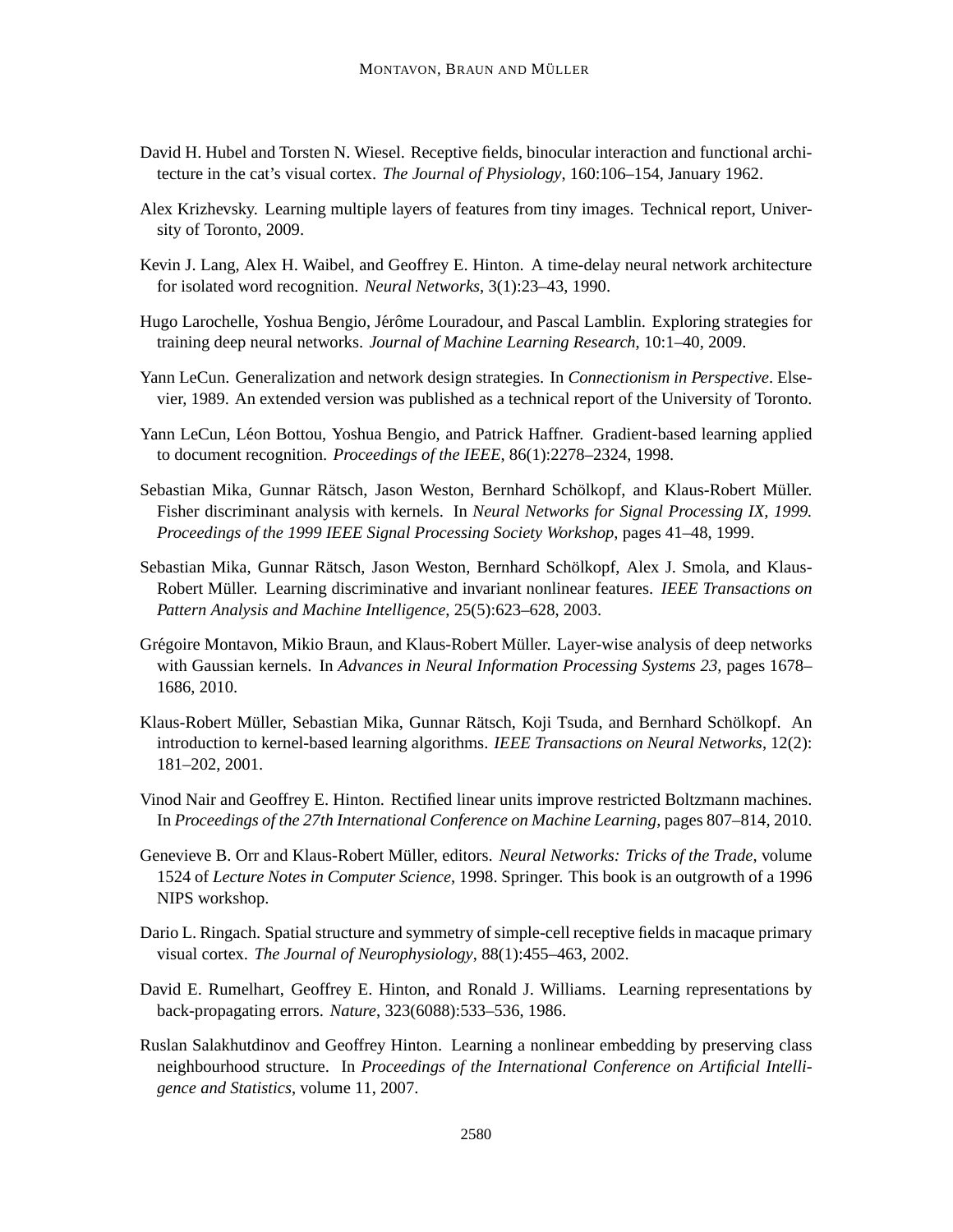David H. Hubel and Torsten N. Wiesel. Receptive fields, binocular interaction and functional architecture in the cat's visual cortex. *The Journal of Physiology*, 160:106–154, January 1962.

Alex Krizhevsky. Learning multiple layers of features from tiny images. Technical report, University of Toronto, 2009.

Kevin J. Lang, Alex H. Waibel, and Geoffrey E. Hinton. A time-delay neural network architecture for isolated word recognition. *Neural Networks*, 3(1):23–43, 1990.

Hugo Larochelle, Yoshua Bengio, Jérôme Louradour, and Pascal Lamblin. Exploring strategies for training deep neural networks. *Journal of Machine Learning Research*, 10:1–40, 2009.

Yann LeCun. Generalization and network design strategies. In *Connectionism in Perspective*. Elsevier, 1989. An extended version was published as a technical report of the University of Toronto.

Yann LeCun, Léon Bottou, Yoshua Bengio, and Patrick Haffner. Gradient-based learning applied to document recognition. *Proceedings of the IEEE*, 86(1):2278–2324, 1998.

Sebastian Mika, Gunnar Rätsch, Jason Weston, Bernhard Schölkopf, and Klaus-Robert Müller. Fisher discriminant analysis with kernels. In *Neural Networks for Signal Processing IX, 1999. Proceedings of the 1999 IEEE Signal Processing Society Workshop*, pages 41–48, 1999.

Sebastian Mika, Gunnar Rätsch, Jason Weston, Bernhard Schölkopf, Alex J. Smola, and Klaus-Robert Müller. Learning discriminative and invariant nonlinear features. *IEEE Transactions on Pattern Analysis and Machine Intelligence*, 25(5):623–628, 2003.

Grégoire Montavon, Mikio Braun, and Klaus-Robert Müller. Layer-wise analysis of deep networks with Gaussian kernels. In *Advances in Neural Information Processing Systems 23*, pages 1678–1686, 2010.

Klaus-Robert Müller, Sebastian Mika, Gunnar Rätsch, Koji Tsuda, and Bernhard Schölkopf. An introduction to kernel-based learning algorithms. *IEEE Transactions on Neural Networks*, 12(2): 181–202, 2001.

Vinod Nair and Geoffrey E. Hinton. Rectified linear units improve restricted Boltzmann machines. In *Proceedings of the 27th International Conference on Machine Learning*, pages 807–814, 2010.

Genevieve B. Orr and Klaus-Robert Müller, editors. *Neural Networks: Tricks of the Trade*, volume 1524 of *Lecture Notes in Computer Science*, 1998. Springer. This book is an outgrowth of a 1996 NIPS workshop.

Dario L. Ringach. Spatial structure and symmetry of simple-cell receptive fields in macaque primary visual cortex. *The Journal of Neurophysiology*, 88(1):455–463, 2002.

David E. Rumelhart, Geoffrey E. Hinton, and Ronald J. Williams. Learning representations by back-propagating errors. *Nature*, 323(6088):533–536, 1986.

Ruslan Salakhutdinov and Geoffrey Hinton. Learning a nonlinear embedding by preserving class neighbourhood structure. In *Proceedings of the International Conference on Artificial Intelligence and Statistics*, volume 11, 2007.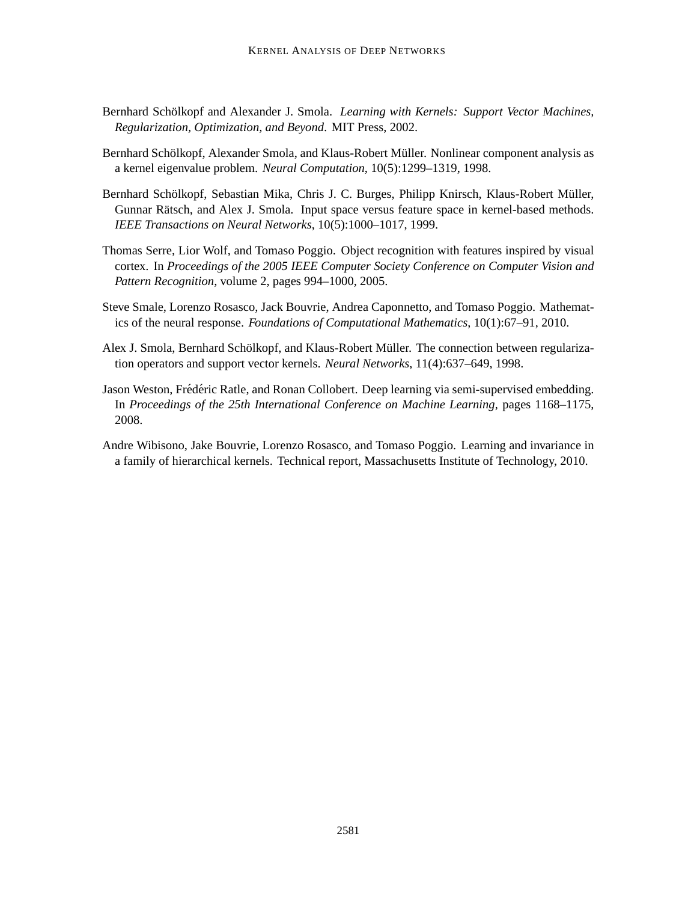Bernhard Schölkopf and Alexander J. Smola. *Learning with Kernels: Support Vector Machines, Regularization, Optimization, and Beyond*. MIT Press, 2002.

Bernhard Schölkopf, Alexander Smola, and Klaus-Robert Müller. Nonlinear component analysis as a kernel eigenvalue problem. *Neural Computation*, 10(5):1299–1319, 1998.

Bernhard Schölkopf, Sebastian Mika, Chris J. C. Burges, Philipp Knirsch, Klaus-Robert Müller, Gunnar Rätsch, and Alex J. Smola. Input space versus feature space in kernel-based methods. *IEEE Transactions on Neural Networks*, 10(5):1000–1017, 1999.

Thomas Serre, Lior Wolf, and Tomaso Poggio. Object recognition with features inspired by visual cortex. In *Proceedings of the 2005 IEEE Computer Society Conference on Computer Vision and Pattern Recognition*, volume 2, pages 994–1000, 2005.

Steve Smale, Lorenzo Rosasco, Jack Bouvrie, Andrea Caponnetto, and Tomaso Poggio. Mathematics of the neural response. *Foundations of Computational Mathematics*, 10(1):67–91, 2010.

Alex J. Smola, Bernhard Schölkopf, and Klaus-Robert Müller. The connection between regularization operators and support vector kernels. *Neural Networks*, 11(4):637–649, 1998.

Jason Weston, Frédéric Ratle, and Ronan Collobert. Deep learning via semi-supervised embedding. In *Proceedings of the 25th International Conference on Machine Learning*, pages 1168–1175, 2008.

Andre Wibisono, Jake Bouvrie, Lorenzo Rosasco, and Tomaso Poggio. Learning and invariance in a family of hierarchical kernels. Technical report, Massachusetts Institute of Technology, 2010.